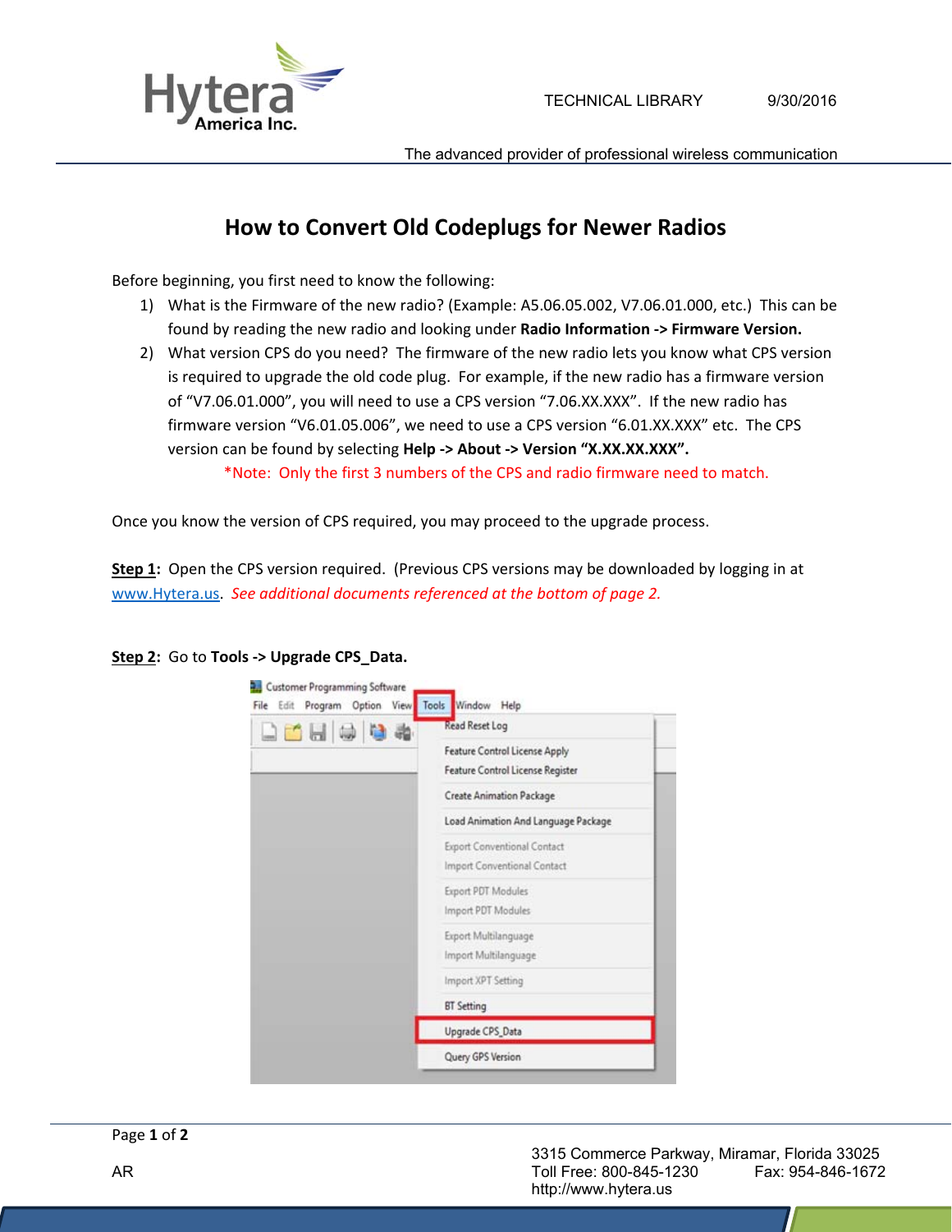# How to Convert Old Codeplugs for Newer Radios

Before beginning, you first need to know the following:

1) What is the Firmware of the new radio? (Example: A5.06.05.002, V7.06.01.000, etc.) This can be found by reading the new radio and looking under **Radio Information -> Firmware Version.**
2) What version CPS do you need? The firmware of the new radio lets you know what CPS version is required to upgrade the old code plug. For example, if the new radio has a firmware version of "V7.06.01.000", you will need to use a CPS version "7.06.XX.XXX". If the new radio has firmware version "V6.01.05.006", we need to use a CPS version "6.01.XX.XXX" etc. The CPS version can be found by selecting **Help -> About -> Version "X.XX.XX.XXX".**

   *Note: Only the first 3 numbers of the CPS and radio firmware need to match.

Once you know the version of CPS required, you may proceed to the upgrade process.

**Step 1**: Open the CPS version required. (Previous CPS versions may be downloaded by logging in at www.Hytera.us. *See additional documents referenced at the bottom of page 2.*

**Step 2**: Go to **Tools -> Upgrade CPS_Data.**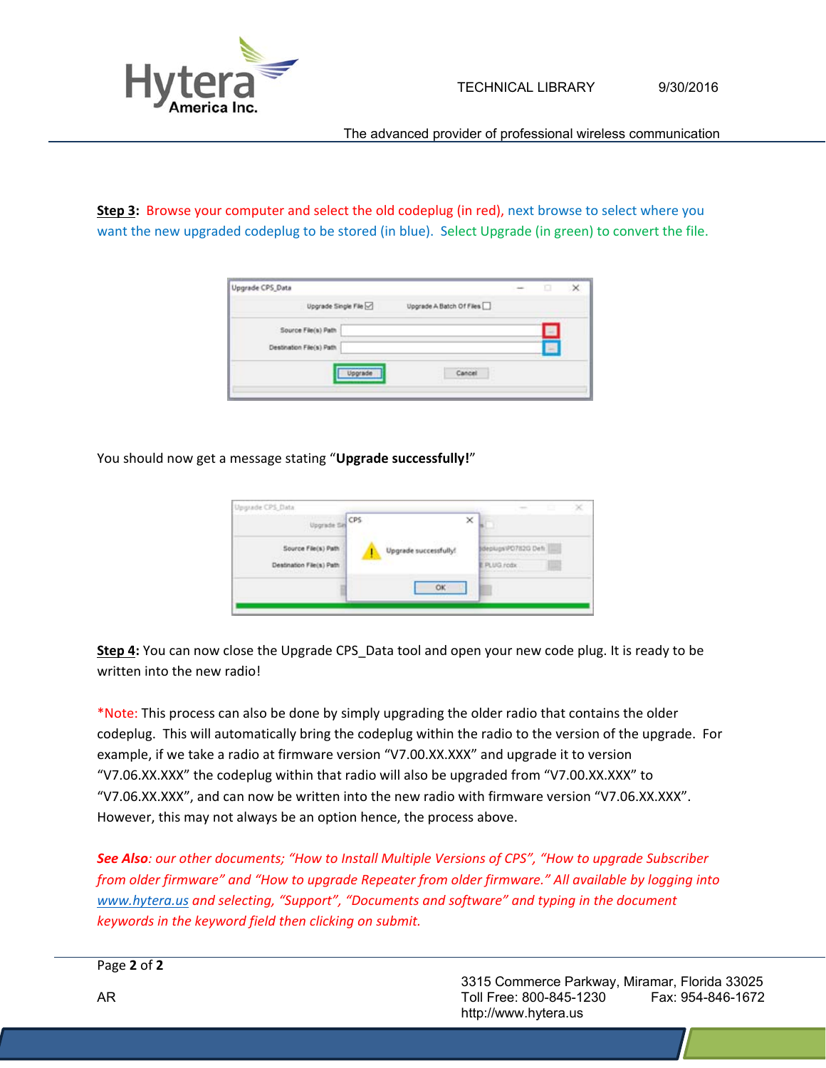**Step 3:** Browse your computer and select the old codeplug (in red), next browse to select where you want the new upgraded codeplug to be stored (in blue). Select Upgrade (in green) to convert the file.

You should now get a message stating "**Upgrade successfully!**"

**Step 4:** You can now close the Upgrade CPS_Data tool and open your new code plug. It is ready to be written into the new radio!

*Note: This process can also be done by simply upgrading the older radio that contains the older codeplug. This will automatically bring the codeplug within the radio to the version of the upgrade. For example, if we take a radio at firmware version "V7.00.XX.XXX" and upgrade it to version "V7.06.XX.XXX" the codeplug within that radio will also be upgraded from "V7.00.XX.XXX" to "V7.06.XX.XXX", and can now be written into the new radio with firmware version "V7.06.XX.XXX". However, this may not always be an option hence, the process above.

***See Also**: our other documents; "How to Install Multiple Versions of CPS", "How to upgrade Subscriber from older firmware" and "How to upgrade Repeater from older firmware." All available by logging into www.hytera.us and selecting, "Support", "Documents and software" and typing in the document keywords in the keyword field then clicking on submit.*

AR

3315 Commerce Parkway, Miramar, Florida 33025
Toll Free: 800-845-1230 Fax: 954-846-1672
http://www.hytera.us